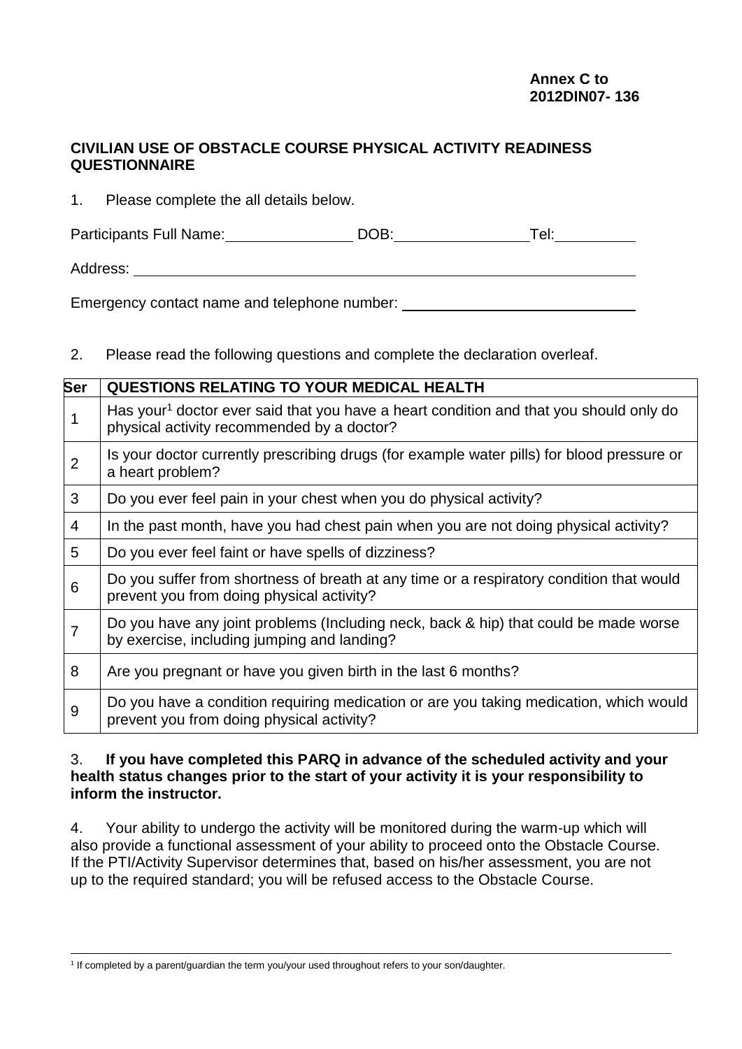**Annex C to**
**2012DIN07- 136**

## CIVILIAN USE OF OBSTACLE COURSE PHYSICAL ACTIVITY READINESS QUESTIONNAIRE

1. Please complete the all details below.

Participants Full Name: ________________ DOB: ________________ Tel: __________

Address: ______________________________________________________________

Emergency contact name and telephone number: ______________________________

2. Please read the following questions and complete the declaration overleaf.

| Ser | QUESTIONS RELATING TO YOUR MEDICAL HEALTH |
|---|---|
| 1 | Has your[1] doctor ever said that you have a heart condition and that you should only do physical activity recommended by a doctor? |
| 2 | Is your doctor currently prescribing drugs (for example water pills) for blood pressure or a heart problem? |
| 3 | Do you ever feel pain in your chest when you do physical activity? |
| 4 | In the past month, have you had chest pain when you are not doing physical activity? |
| 5 | Do you ever feel faint or have spells of dizziness? |
| 6 | Do you suffer from shortness of breath at any time or a respiratory condition that would prevent you from doing physical activity? |
| 7 | Do you have any joint problems (Including neck, back & hip) that could be made worse by exercise, including jumping and landing? |
| 8 | Are you pregnant or have you given birth in the last 6 months? |
| 9 | Do you have a condition requiring medication or are you taking medication, which would prevent you from doing physical activity? |

3. **If you have completed this PARQ in advance of the scheduled activity and your health status changes prior to the start of your activity it is your responsibility to inform the instructor.**

4. Your ability to undergo the activity will be monitored during the warm-up which will also provide a functional assessment of your ability to proceed onto the Obstacle Course. If the PTI/Activity Supervisor determines that, based on his/her assessment, you are not up to the required standard; you will be refused access to the Obstacle Course.

[1] If completed by a parent/guardian the term you/your used throughout refers to your son/daughter.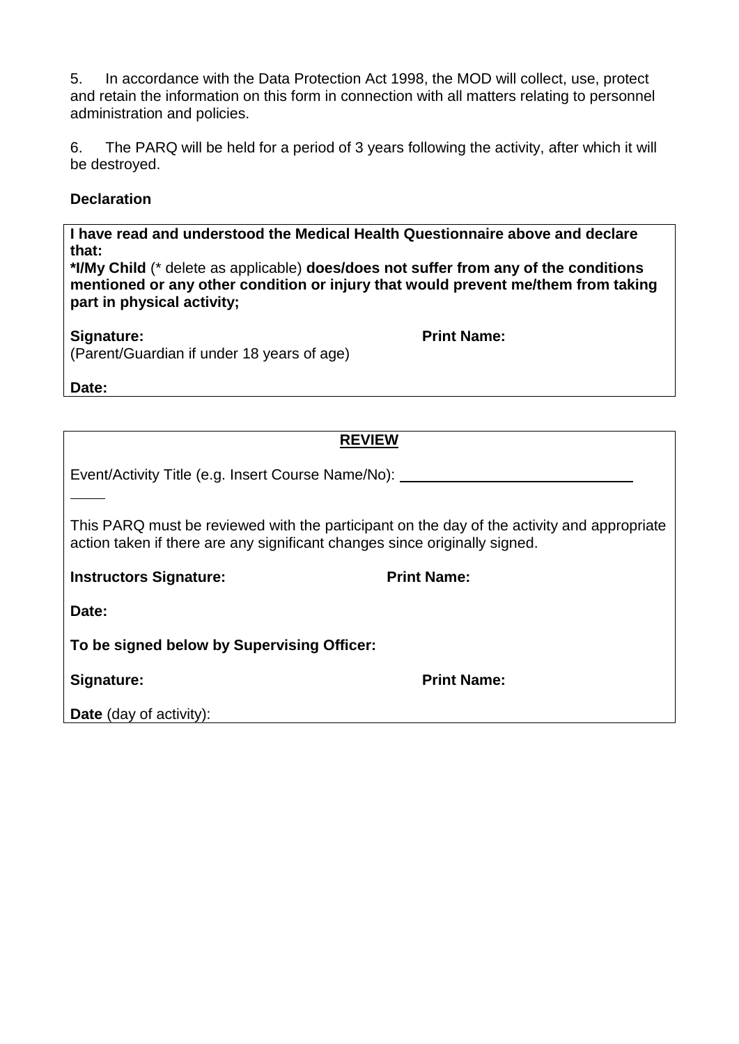5. In accordance with the Data Protection Act 1998, the MOD will collect, use, protect and retain the information on this form in connection with all matters relating to personnel administration and policies.

6. The PARQ will be held for a period of 3 years following the activity, after which it will be destroyed.

**Declaration**

**I have read and understood the Medical Health Questionnaire above and declare that:**
***I/My Child** (* delete as applicable) **does/does not suffer from any of the conditions mentioned or any other condition or injury that would prevent me/them from taking part in physical activity;**

**Signature:** **Print Name:**
(Parent/Guardian if under 18 years of age)

**Date:**

**REVIEW**

Event/Activity Title (e.g. Insert Course Name/No): ______________________________

This PARQ must be reviewed with the participant on the day of the activity and appropriate action taken if there are any significant changes since originally signed.

**Instructors Signature:** **Print Name:**

**Date:**

**To be signed below by Supervising Officer:**

**Signature:** **Print Name:**

**Date** (day of activity):